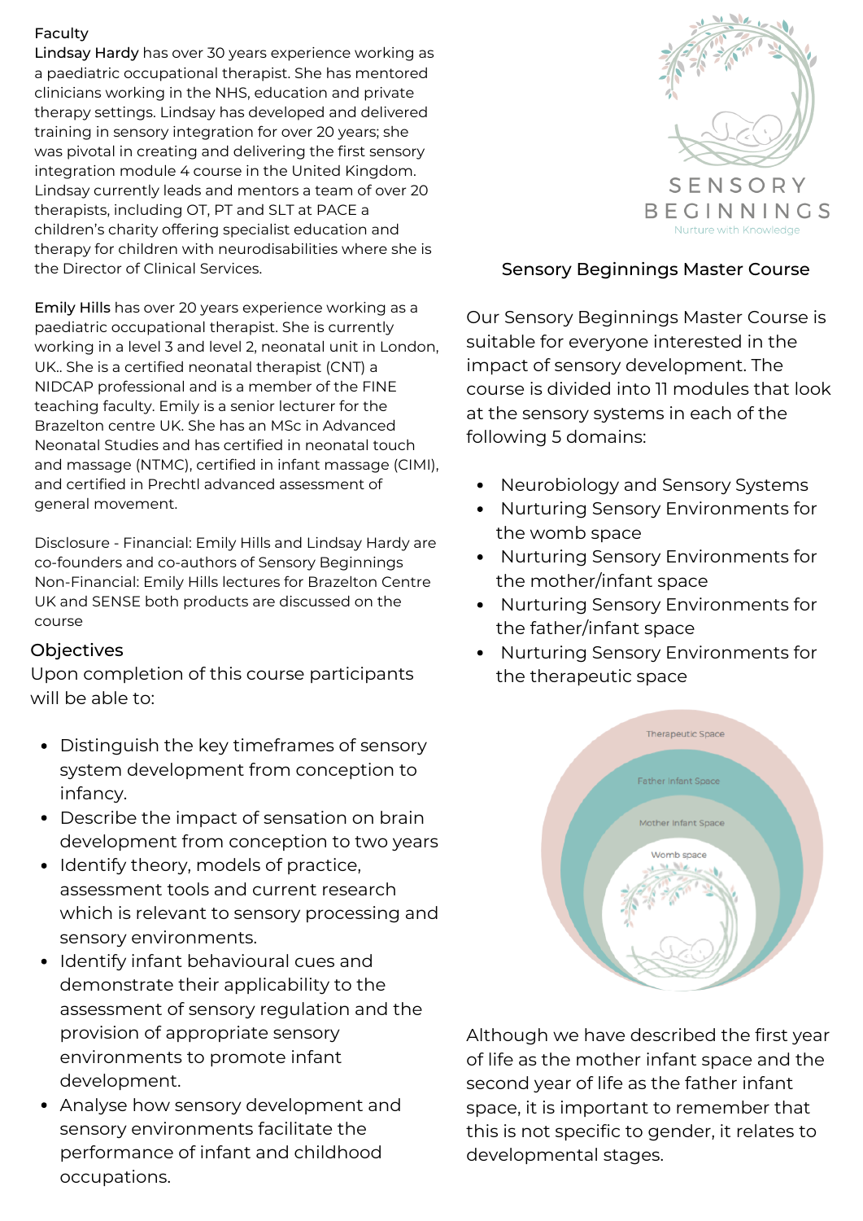Faculty

**Lindsay Hardy** has over 30 years experience working as a paediatric occupational therapist. She has mentored clinicians working in the NHS, education and private therapy settings. Lindsay has developed and delivered training in sensory integration for over 20 years; she was pivotal in creating and delivering the first sensory integration module 4 course in the United Kingdom. Lindsay currently leads and mentors a team of over 20 therapists, including OT, PT and SLT at PACE a children's charity offering specialist education and therapy for children with neurodisabilities where she is the Director of Clinical Services.

**Emily Hills** has over 20 years experience working as a paediatric occupational therapist. She is currently working in a level 3 and level 2, neonatal unit in London, UK.. She is a certified neonatal therapist (CNT) a NIDCAP professional and is a member of the FINE teaching faculty. Emily is a senior lecturer for the Brazelton centre UK. She has an MSc in Advanced Neonatal Studies and has certified in neonatal touch and massage (NTMC), certified in infant massage (CIMI), and certified in Prechtl advanced assessment of general movement.

Disclosure - Financial: Emily Hills and Lindsay Hardy are co-founders and co-authors of Sensory Beginnings Non-Financial: Emily Hills lectures for Brazelton Centre UK and SENSE both products are discussed on the course

## Objectives

Upon completion of this course participants will be able to:

- Distinguish the key timeframes of sensory system development from conception to infancy.
- Describe the impact of sensation on brain development from conception to two years
- Identify theory, models of practice, assessment tools and current research which is relevant to sensory processing and sensory environments.
- Identify infant behavioural cues and demonstrate their applicability to the assessment of sensory regulation and the provision of appropriate sensory environments to promote infant development.
- Analyse how sensory development and sensory environments facilitate the performance of infant and childhood occupations.

SENSORY BEGINNINGS

Nurture with Knowledge

## Sensory Beginnings Master Course

Our Sensory Beginnings Master Course is suitable for everyone interested in the impact of sensory development. The course is divided into 11 modules that look at the sensory systems in each of the following 5 domains:

- Neurobiology and Sensory Systems
- Nurturing Sensory Environments for the womb space
- Nurturing Sensory Environments for the mother/infant space
- Nurturing Sensory Environments for the father/infant space
- Nurturing Sensory Environments for the therapeutic space

Therapeutic Space

Father Infant Space

Mother Infant Space

Womb space

Although we have described the first year of life as the mother infant space and the second year of life as the father infant space, it is important to remember that this is not specific to gender, it relates to developmental stages.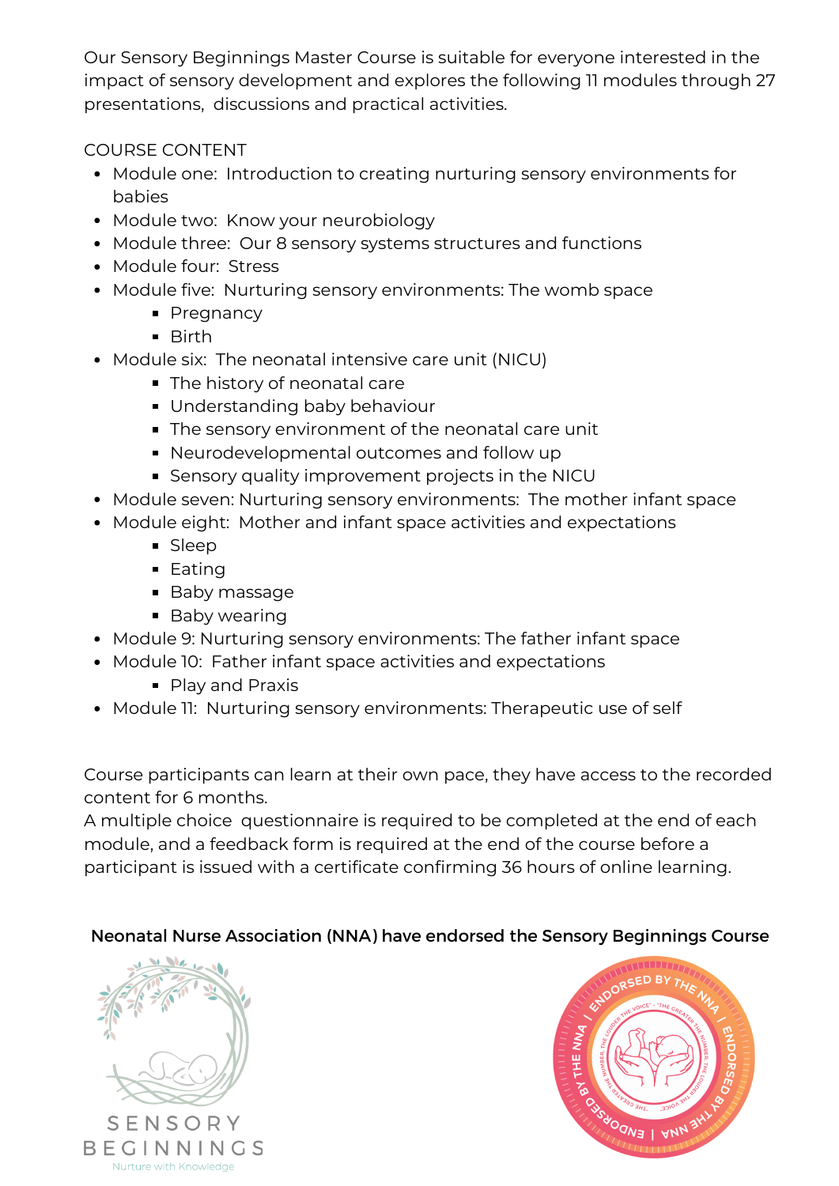Our Sensory Beginnings Master Course is suitable for everyone interested in the impact of sensory development and explores the following 11 modules through 27 presentations, discussions and practical activities.

COURSE CONTENT

- Module one: Introduction to creating nurturing sensory environments for babies
- Module two: Know your neurobiology
- Module three: Our 8 sensory systems structures and functions
- Module four: Stress
- Module five: Nurturing sensory environments: The womb space
  - Pregnancy
  - Birth
- Module six: The neonatal intensive care unit (NICU)
  - The history of neonatal care
  - Understanding baby behaviour
  - The sensory environment of the neonatal care unit
  - Neurodevelopmental outcomes and follow up
  - Sensory quality improvement projects in the NICU
- Module seven: Nurturing sensory environments: The mother infant space
- Module eight: Mother and infant space activities and expectations
  - Sleep
  - Eating
  - Baby massage
  - Baby wearing
- Module 9: Nurturing sensory environments: The father infant space
- Module 10: Father infant space activities and expectations
  - Play and Praxis
- Module 11: Nurturing sensory environments: Therapeutic use of self

Course participants can learn at their own pace, they have access to the recorded content for 6 months.
A multiple choice questionnaire is required to be completed at the end of each module, and a feedback form is required at the end of the course before a participant is issued with a certificate confirming 36 hours of online learning.

**Neonatal Nurse Association (NNA) have endorsed the Sensory Beginnings Course**

SENSORY BEGINNINGS
Nurture with Knowledge

ENDORSED BY THE NNA | ENDORSED BY THE NNA | ENDORSED BY THE NNA